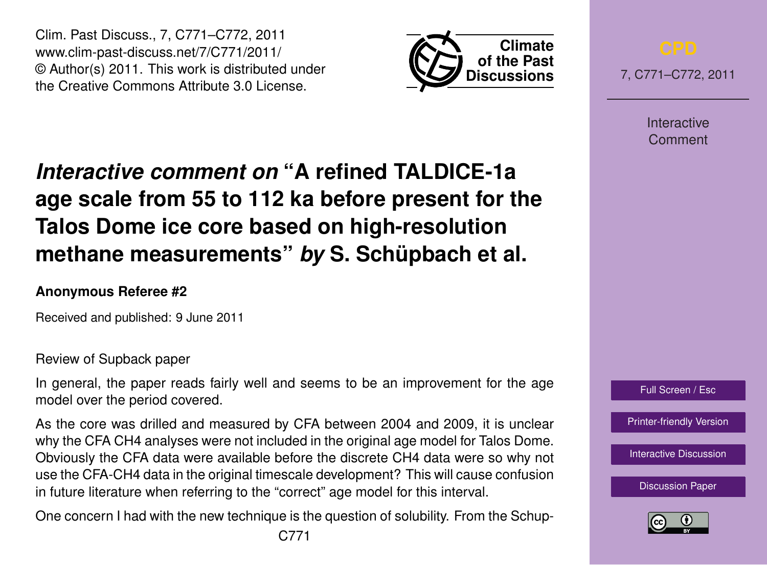# *Interactive comment on* "A refined TALDICE-1a age scale from 55 to 112 ka before present for the Talos Dome ice core based on high-resolution methane measurements" *by* S. Schüpbach et al.

**Anonymous Referee #2**

Received and published: 9 June 2011

Review of Supback paper

In general, the paper reads fairly well and seems to be an improvement for the age model over the period covered.

As the core was drilled and measured by CFA between 2004 and 2009, it is unclear why the CFA CH4 analyses were not included in the original age model for Talos Dome. Obviously the CFA data were available before the discrete CH4 data were so why not use the CFA-CH4 data in the original timescale development? This will cause confusion in future literature when referring to the "correct" age model for this interval.

One concern I had with the new technique is the question of solubility. From the Schup-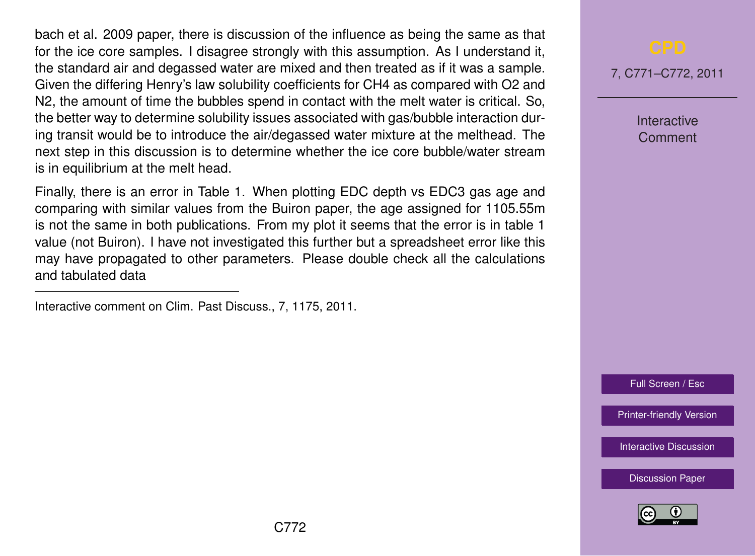bach et al. 2009 paper, there is discussion of the influence as being the same as that for the ice core samples. I disagree strongly with this assumption. As I understand it, the standard air and degassed water are mixed and then treated as if it was a sample. Given the differing Henry's law solubility coefficients for $CH_4$ as compared with $O_2$ and $N_2$, the amount of time the bubbles spend in contact with the melt water is critical. So, the better way to determine solubility issues associated with gas/bubble interaction during transit would be to introduce the air/degassed water mixture at the melthead. The next step in this discussion is to determine whether the ice core bubble/water stream is in equilibrium at the melt head.

Finally, there is an error in Table 1. When plotting EDC depth vs EDC3 gas age and comparing with similar values from the Buiron paper, the age assigned for 1105.55m is not the same in both publications. From my plot it seems that the error is in table 1 value (not Buiron). I have not investigated this further but a spreadsheet error like this may have propagated to other parameters. Please double check all the calculations and tabulated data

---

Interactive comment on Clim. Past Discuss., 7, 1175, 2011.